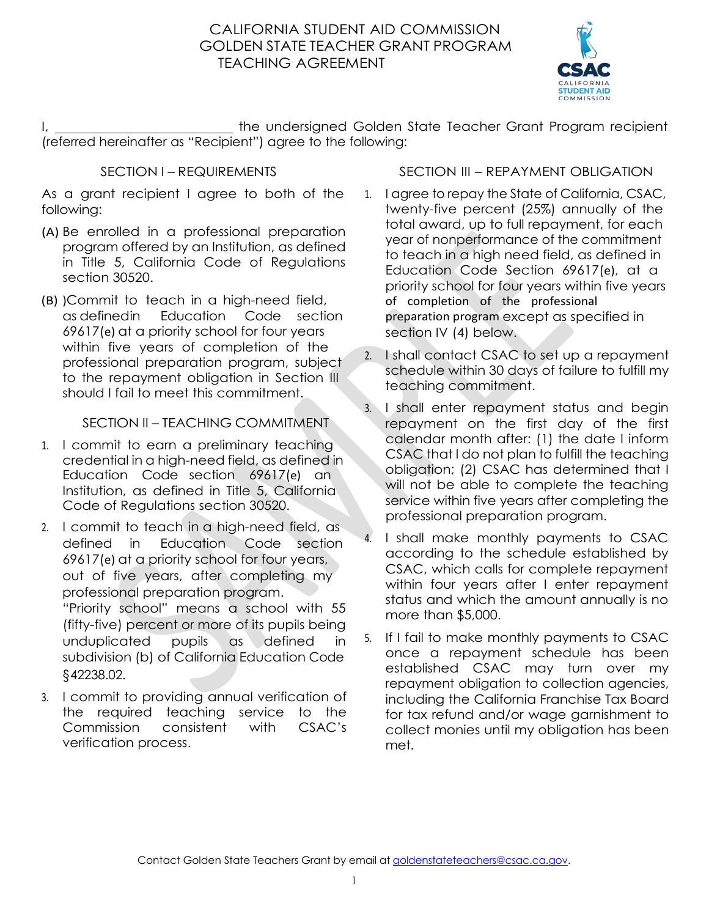# CALIFORNIA STUDENT AID COMMISSION
# GOLDEN STATE TEACHER GRANT PROGRAM
# TEACHING AGREEMENT

I, ____________________________ the undersigned Golden State Teacher Grant Program recipient (referred hereinafter as "Recipient") agree to the following:

## SECTION I – REQUIREMENTS

As a grant recipient I agree to both of the following:

(A) Be enrolled in a professional preparation program offered by an Institution, as defined in Title 5, California Code of Regulations section 30520.

(B) )Commit to teach in a high-need field, as definedin Education Code section 69617(e) at a priority school for four years within five years of completion of the professional preparation program, subject to the repayment obligation in Section III should I fail to meet this commitment.

## SECTION II – TEACHING COMMITMENT

1. I commit to earn a preliminary teaching credential in a high-need field, as defined in Education Code section 69617(e) an Institution, as defined in Title 5, California Code of Regulations section 30520.
2. I commit to teach in a high-need field, as defined in Education Code section 69617(e) at a priority school for four years, out of five years, after completing my professional preparation program.
   "Priority school" means a school with 55 (fifty-five) percent or more of its pupils being unduplicated pupils as defined in subdivision (b) of California Education Code §42238.02.
3. I commit to providing annual verification of the required teaching service to the Commission consistent with CSAC's verification process.

## SECTION III – REPAYMENT OBLIGATION

1. I agree to repay the State of California, CSAC, twenty-five percent (25%) annually of the total award, up to full repayment, for each year of nonperformance of the commitment to teach in a high need field, as defined in Education Code Section 69617(e), at a priority school for four years within five years of completion of the professional preparation program except as specified in section IV (4) below.
2. I shall contact CSAC to set up a repayment schedule within 30 days of failure to fulfill my teaching commitment.
3. I shall enter repayment status and begin repayment on the first day of the first calendar month after: (1) the date I inform CSAC that I do not plan to fulfill the teaching obligation; (2) CSAC has determined that I will not be able to complete the teaching service within five years after completing the professional preparation program.
4. I shall make monthly payments to CSAC according to the schedule established by CSAC, which calls for complete repayment within four years after I enter repayment status and which the amount annually is no more than $5,000.
5. If I fail to make monthly payments to CSAC once a repayment schedule has been established CSAC may turn over my repayment obligation to collection agencies, including the California Franchise Tax Board for tax refund and/or wage garnishment to collect monies until my obligation has been met.

Contact Golden State Teachers Grant by email at goldenstateteachers@csac.ca.gov.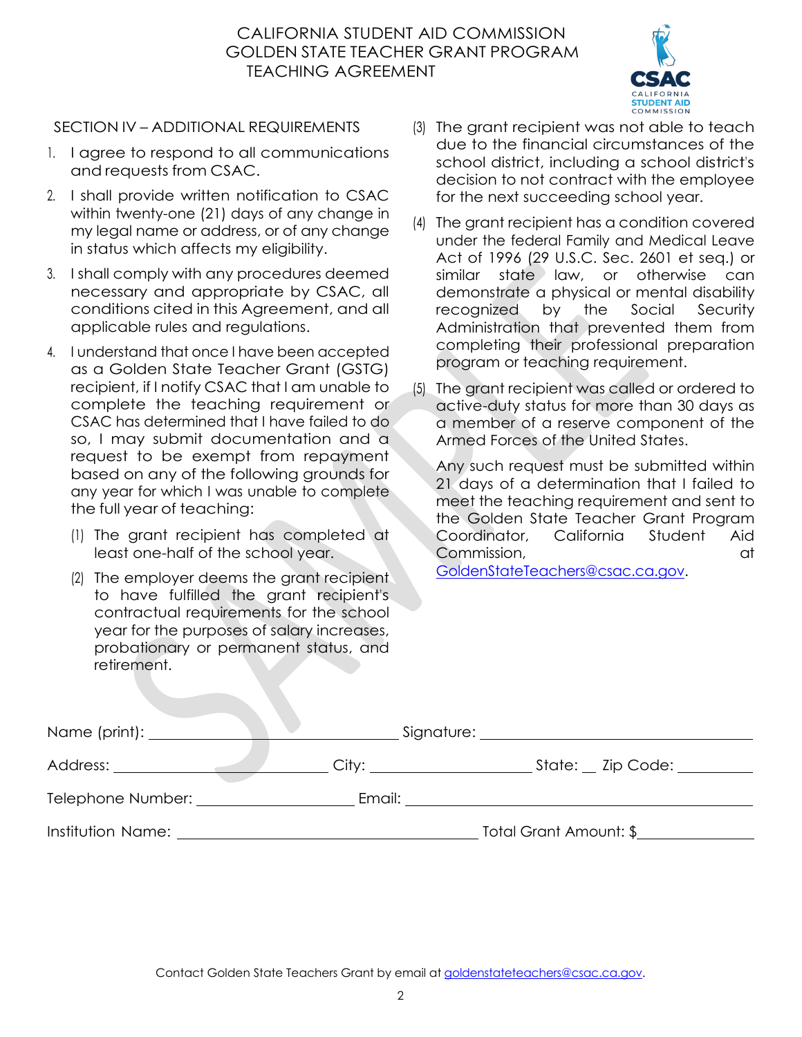# CALIFORNIA STUDENT AID COMMISSION
# GOLDEN STATE TEACHER GRANT PROGRAM
# TEACHING AGREEMENT

## SECTION IV – ADDITIONAL REQUIREMENTS

1. I agree to respond to all communications and requests from CSAC.
2. I shall provide written notification to CSAC within twenty-one (21) days of any change in my legal name or address, or of any change in status which affects my eligibility.
3. I shall comply with any procedures deemed necessary and appropriate by CSAC, all conditions cited in this Agreement, and all applicable rules and regulations.
4. I understand that once I have been accepted as a Golden State Teacher Grant (GSTG) recipient, if I notify CSAC that I am unable to complete the teaching requirement or CSAC has determined that I have failed to do so, I may submit documentation and a request to be exempt from repayment based on any of the following grounds for any year for which I was unable to complete the full year of teaching:
   1. The grant recipient has completed at least one-half of the school year.
   2. The employer deems the grant recipient to have fulfilled the grant recipient's contractual requirements for the school year for the purposes of salary increases, probationary or permanent status, and retirement.
   3. The grant recipient was not able to teach due to the financial circumstances of the school district, including a school district's decision to not contract with the employee for the next succeeding school year.
   4. The grant recipient has a condition covered under the federal Family and Medical Leave Act of 1996 (29 U.S.C. Sec. 2601 et seq.) or similar state law, or otherwise can demonstrate a physical or mental disability recognized by the Social Security Administration that prevented them from completing their professional preparation program or teaching requirement.
   5. The grant recipient was called or ordered to active-duty status for more than 30 days as a member of a reserve component of the Armed Forces of the United States.

   Any such request must be submitted within 21 days of a determination that I failed to meet the teaching requirement and sent to the Golden State Teacher Grant Program Coordinator, California Student Aid Commission, at GoldenStateTeachers@csac.ca.gov.

Name (print): ______________________ Signature: ______________________

Address: ______________________ City: ______________ State: __ Zip Code: ________

Telephone Number: ______________ Email: ______________________

Institution Name: ______________________ Total Grant Amount: $__________

Contact Golden State Teachers Grant by email at goldenstateteachers@csac.ca.gov.